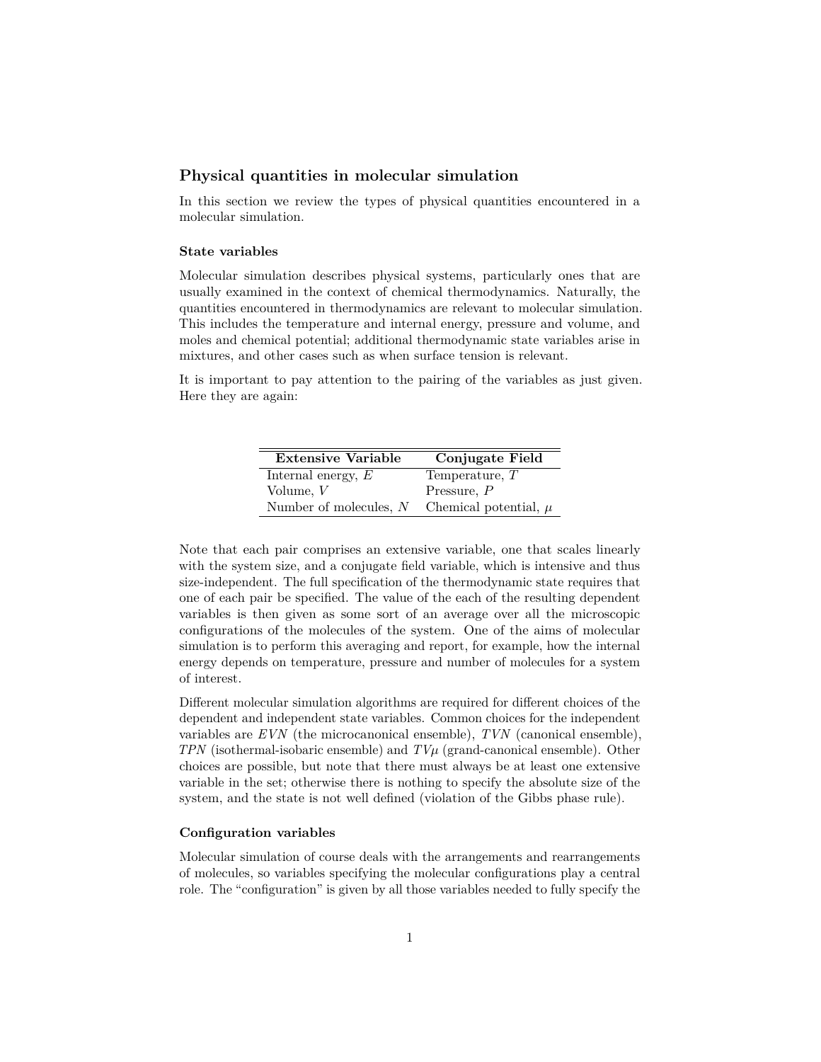## Physical quantities in molecular simulation

In this section we review the types of physical quantities encountered in a molecular simulation.

### State variables

Molecular simulation describes physical systems, particularly ones that are usually examined in the context of chemical thermodynamics. Naturally, the quantities encountered in thermodynamics are relevant to molecular simulation. This includes the temperature and internal energy, pressure and volume, and moles and chemical potential; additional thermodynamic state variables arise in mixtures, and other cases such as when surface tension is relevant.

It is important to pay attention to the pairing of the variables as just given. Here they are again:

| **Extensive Variable** | **Conjugate Field** |
|---|---|
| Internal energy, $E$ | Temperature, $T$ |
| Volume, $V$ | Pressure, $P$ |
| Number of molecules, $N$ | Chemical potential, $\mu$ |

Note that each pair comprises an extensive variable, one that scales linearly with the system size, and a conjugate field variable, which is intensive and thus size-independent. The full specification of the thermodynamic state requires that one of each pair be specified. The value of the each of the resulting dependent variables is then given as some sort of an average over all the microscopic configurations of the molecules of the system. One of the aims of molecular simulation is to perform this averaging and report, for example, how the internal energy depends on temperature, pressure and number of molecules for a system of interest.

Different molecular simulation algorithms are required for different choices of the dependent and independent state variables. Common choices for the independent variables are $EVN$ (the microcanonical ensemble), $TVN$ (canonical ensemble), $TPN$ (isothermal-isobaric ensemble) and $TV\mu$ (grand-canonical ensemble). Other choices are possible, but note that there must always be at least one extensive variable in the set; otherwise there is nothing to specify the absolute size of the system, and the state is not well defined (violation of the Gibbs phase rule).

### Configuration variables

Molecular simulation of course deals with the arrangements and rearrangements of molecules, so variables specifying the molecular configurations play a central role. The "configuration" is given by all those variables needed to fully specify the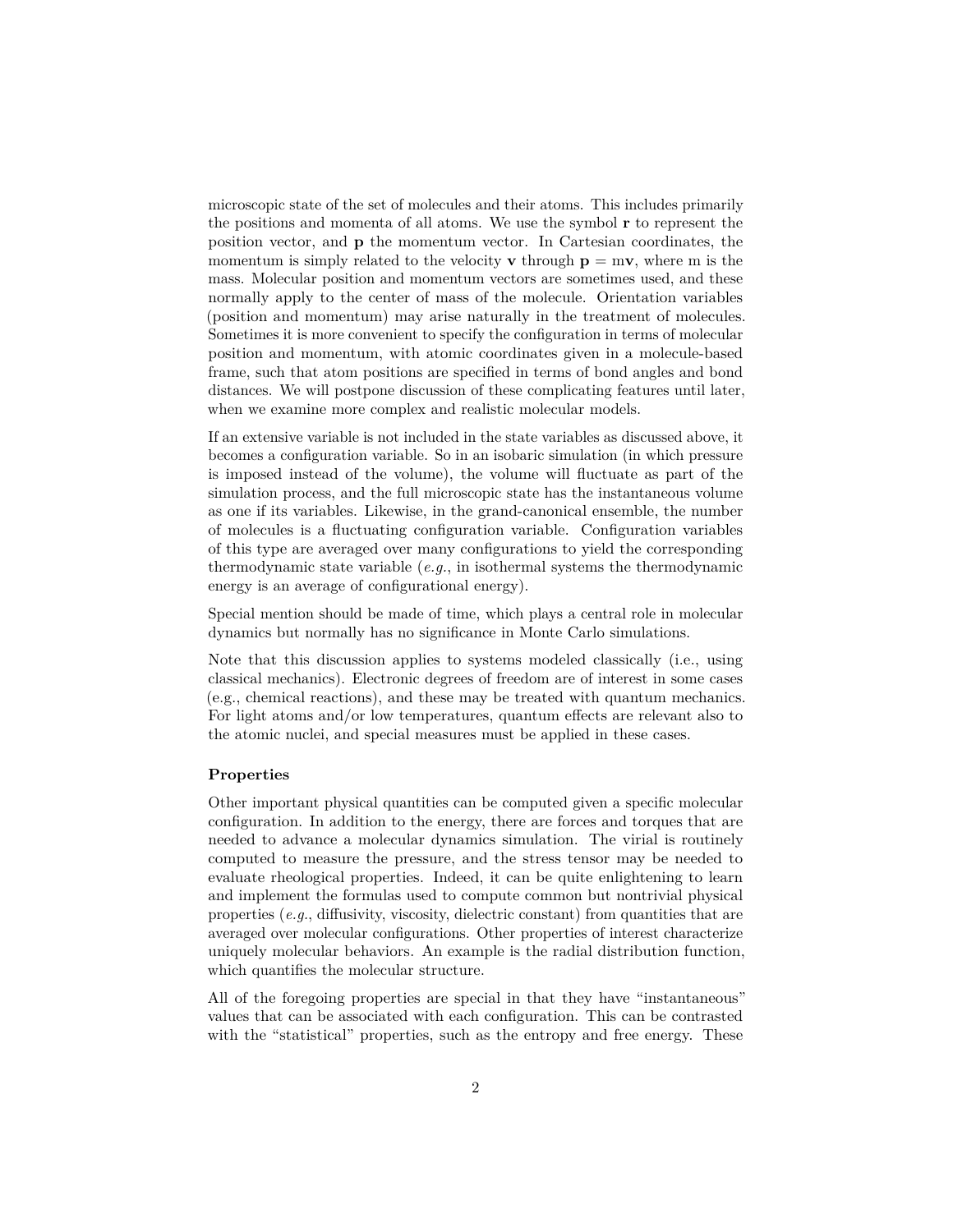microscopic state of the set of molecules and their atoms. This includes primarily the positions and momenta of all atoms. We use the symbol $\mathbf{r}$ to represent the position vector, and $\mathbf{p}$ the momentum vector. In Cartesian coordinates, the momentum is simply related to the velocity $\mathbf{v}$ through $\mathbf{p} = \mathrm{m}\mathbf{v}$, where m is the mass. Molecular position and momentum vectors are sometimes used, and these normally apply to the center of mass of the molecule. Orientation variables (position and momentum) may arise naturally in the treatment of molecules. Sometimes it is more convenient to specify the configuration in terms of molecular position and momentum, with atomic coordinates given in a molecule-based frame, such that atom positions are specified in terms of bond angles and bond distances. We will postpone discussion of these complicating features until later, when we examine more complex and realistic molecular models.

If an extensive variable is not included in the state variables as discussed above, it becomes a configuration variable. So in an isobaric simulation (in which pressure is imposed instead of the volume), the volume will fluctuate as part of the simulation process, and the full microscopic state has the instantaneous volume as one if its variables. Likewise, in the grand-canonical ensemble, the number of molecules is a fluctuating configuration variable. Configuration variables of this type are averaged over many configurations to yield the corresponding thermodynamic state variable (*e.g.*, in isothermal systems the thermodynamic energy is an average of configurational energy).

Special mention should be made of time, which plays a central role in molecular dynamics but normally has no significance in Monte Carlo simulations.

Note that this discussion applies to systems modeled classically (i.e., using classical mechanics). Electronic degrees of freedom are of interest in some cases (e.g., chemical reactions), and these may be treated with quantum mechanics. For light atoms and/or low temperatures, quantum effects are relevant also to the atomic nuclei, and special measures must be applied in these cases.

#### Properties

Other important physical quantities can be computed given a specific molecular configuration. In addition to the energy, there are forces and torques that are needed to advance a molecular dynamics simulation. The virial is routinely computed to measure the pressure, and the stress tensor may be needed to evaluate rheological properties. Indeed, it can be quite enlightening to learn and implement the formulas used to compute common but nontrivial physical properties (*e.g.*, diffusivity, viscosity, dielectric constant) from quantities that are averaged over molecular configurations. Other properties of interest characterize uniquely molecular behaviors. An example is the radial distribution function, which quantifies the molecular structure.

All of the foregoing properties are special in that they have "instantaneous" values that can be associated with each configuration. This can be contrasted with the "statistical" properties, such as the entropy and free energy. These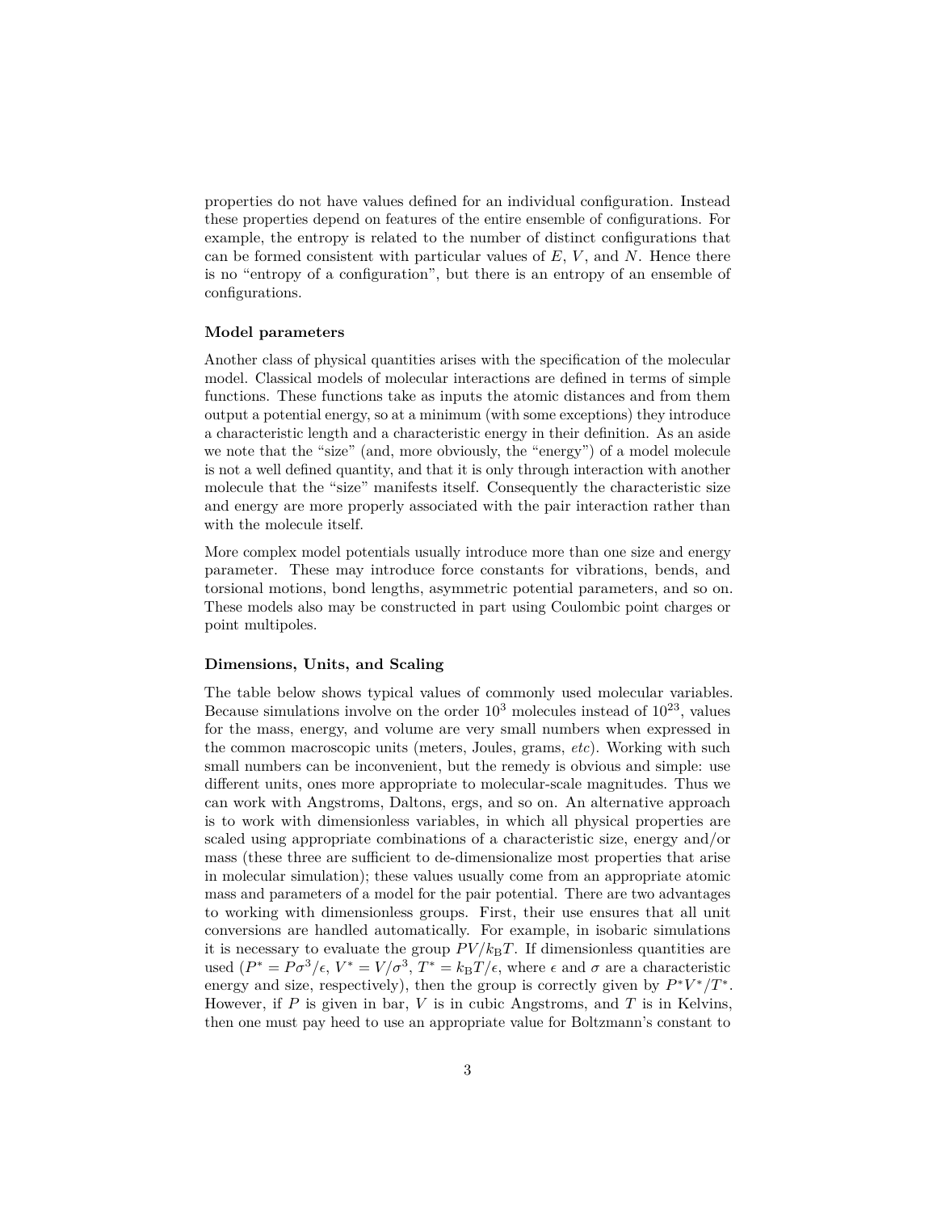properties do not have values defined for an individual configuration. Instead these properties depend on features of the entire ensemble of configurations. For example, the entropy is related to the number of distinct configurations that can be formed consistent with particular values of $E$, $V$, and $N$. Hence there is no "entropy of a configuration", but there is an entropy of an ensemble of configurations.

#### Model parameters

Another class of physical quantities arises with the specification of the molecular model. Classical models of molecular interactions are defined in terms of simple functions. These functions take as inputs the atomic distances and from them output a potential energy, so at a minimum (with some exceptions) they introduce a characteristic length and a characteristic energy in their definition. As an aside we note that the "size" (and, more obviously, the "energy") of a model molecule is not a well defined quantity, and that it is only through interaction with another molecule that the "size" manifests itself. Consequently the characteristic size and energy are more properly associated with the pair interaction rather than with the molecule itself.

More complex model potentials usually introduce more than one size and energy parameter. These may introduce force constants for vibrations, bends, and torsional motions, bond lengths, asymmetric potential parameters, and so on. These models also may be constructed in part using Coulombic point charges or point multipoles.

#### Dimensions, Units, and Scaling

The table below shows typical values of commonly used molecular variables. Because simulations involve on the order $10^3$ molecules instead of $10^{23}$, values for the mass, energy, and volume are very small numbers when expressed in the common macroscopic units (meters, Joules, grams, *etc*). Working with such small numbers can be inconvenient, but the remedy is obvious and simple: use different units, ones more appropriate to molecular-scale magnitudes. Thus we can work with Angstroms, Daltons, ergs, and so on. An alternative approach is to work with dimensionless variables, in which all physical properties are scaled using appropriate combinations of a characteristic size, energy and/or mass (these three are sufficient to de-dimensionalize most properties that arise in molecular simulation); these values usually come from an appropriate atomic mass and parameters of a model for the pair potential. There are two advantages to working with dimensionless groups. First, their use ensures that all unit conversions are handled automatically. For example, in isobaric simulations it is necessary to evaluate the group $PV/k_{\mathrm{B}}T$. If dimensionless quantities are used ($P^* = P\sigma^3/\epsilon$, $V^* = V/\sigma^3$, $T^* = k_{\mathrm{B}}T/\epsilon$, where $\epsilon$ and $\sigma$ are a characteristic energy and size, respectively), then the group is correctly given by $P^*V^*/T^*$. However, if $P$ is given in bar, $V$ is in cubic Angstroms, and $T$ is in Kelvins, then one must pay heed to use an appropriate value for Boltzmann's constant to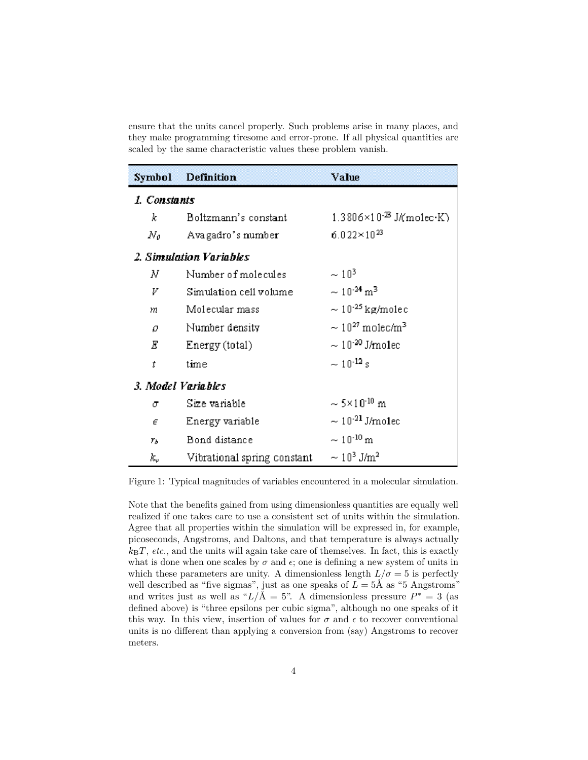ensure that the units cancel properly. Such problems arise in many places, and they make programming tiresome and error-prone. If all physical quantities are scaled by the same characteristic values these problem vanish.

| Symbol | Definition | Value |
|---|---|---|
| ***1. Constants*** | | |
| $k$ | Boltzmann's constant | $1.3806\times10^{-23}$ J/(molec·K) |
| $N_0$ | Avagadro's number | $6.022\times10^{23}$ |
| ***2. Simulation Variables*** | | |
| $N$ | Number of molecules | $\sim 10^{3}$ |
| $V$ | Simulation cell volume | $\sim 10^{-24}$ m$^3$ |
| $m$ | Molecular mass | $\sim 10^{-25}$ kg/molec |
| $\rho$ | Number density | $\sim 10^{27}$ molec/m$^3$ |
| $E$ | Energy (total) | $\sim 10^{-20}$ J/molec |
| $t$ | time | $\sim 10^{-12}$ s |
| ***3. Model Variables*** | | |
| $\sigma$ | Size variable | $\sim 5\times10^{-10}$ m |
| $\epsilon$ | Energy variable | $\sim 10^{-21}$ J/molec |
| $r_b$ | Bond distance | $\sim 10^{-10}$ m |
| $k_v$ | Vibrational spring constant | $\sim 10^{3}$ J/m$^2$ |

Figure 1: Typical magnitudes of variables encountered in a molecular simulation.

Note that the benefits gained from using dimensionless quantities are equally well realized if one takes care to use a consistent set of units within the simulation. Agree that all properties within the simulation will be expressed in, for example, picoseconds, Angstroms, and Daltons, and that temperature is always actually $k_\mathrm{B}T$, *etc.*, and the units will again take care of themselves. In fact, this is exactly what is done when one scales by $\sigma$ and $\epsilon$; one is defining a new system of units in which these parameters are unity. A dimensionless length $L/\sigma = 5$ is perfectly well described as "five sigmas", just as one speaks of $L = 5$Å as "5 Angstroms" and writes just as well as "$L/\text{Å} = 5$". A dimensionless pressure $P^* = 3$ (as defined above) is "three epsilons per cubic sigma", although no one speaks of it this way. In this view, insertion of values for $\sigma$ and $\epsilon$ to recover conventional units is no different than applying a conversion from (say) Angstroms to recover meters.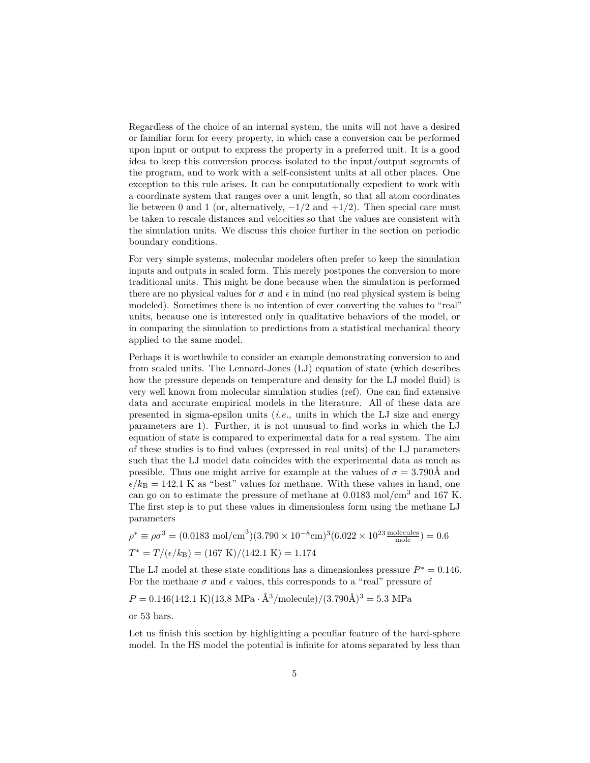Regardless of the choice of an internal system, the units will not have a desired or familiar form for every property, in which case a conversion can be performed upon input or output to express the property in a preferred unit. It is a good idea to keep this conversion process isolated to the input/output segments of the program, and to work with a self-consistent units at all other places. One exception to this rule arises. It can be computationally expedient to work with a coordinate system that ranges over a unit length, so that all atom coordinates lie between 0 and 1 (or, alternatively, $-1/2$ and $+1/2$). Then special care must be taken to rescale distances and velocities so that the values are consistent with the simulation units. We discuss this choice further in the section on periodic boundary conditions.

For very simple systems, molecular modelers often prefer to keep the simulation inputs and outputs in scaled form. This merely postpones the conversion to more traditional units. This might be done because when the simulation is performed there are no physical values for $\sigma$ and $\epsilon$ in mind (no real physical system is being modeled). Sometimes there is no intention of ever converting the values to "real" units, because one is interested only in qualitative behaviors of the model, or in comparing the simulation to predictions from a statistical mechanical theory applied to the same model.

Perhaps it is worthwhile to consider an example demonstrating conversion to and from scaled units. The Lennard-Jones (LJ) equation of state (which describes how the pressure depends on temperature and density for the LJ model fluid) is very well known from molecular simulation studies (ref). One can find extensive data and accurate empirical models in the literature. All of these data are presented in sigma-epsilon units (*i.e.*, units in which the LJ size and energy parameters are 1). Further, it is not unusual to find works in which the LJ equation of state is compared to experimental data for a real system. The aim of these studies is to find values (expressed in real units) of the LJ parameters such that the LJ model data coincides with the experimental data as much as possible. Thus one might arrive for example at the values of $\sigma = 3.790$Å and $\epsilon/k_\mathrm{B} = 142.1$ K as "best" values for methane. With these values in hand, one can go on to estimate the pressure of methane at 0.0183 mol/cm$^3$ and 167 K. The first step is to put these values in dimensionless form using the methane LJ parameters

$$\rho^* \equiv \rho\sigma^3 = (0.0183\ \mathrm{mol/cm}^3)(3.790\times 10^{-8}\mathrm{cm})^3(6.022\times 10^{23}\tfrac{\mathrm{molecules}}{\mathrm{mole}}) = 0.6$$

$$T^* = T/(\epsilon/k_\mathrm{B}) = (167\ \mathrm{K})/(142.1\ \mathrm{K}) = 1.174$$

The LJ model at these state conditions has a dimensionless pressure $P^* = 0.146$. For the methane $\sigma$ and $\epsilon$ values, this corresponds to a "real" pressure of

$$P = 0.146(142.1\ \mathrm{K})(13.8\ \mathrm{MPa}\cdot\text{Å}^3/\mathrm{molecule})/(3.790\text{Å})^3 = 5.3\ \mathrm{MPa}$$

or 53 bars.

Let us finish this section by highlighting a peculiar feature of the hard-sphere model. In the HS model the potential is infinite for atoms separated by less than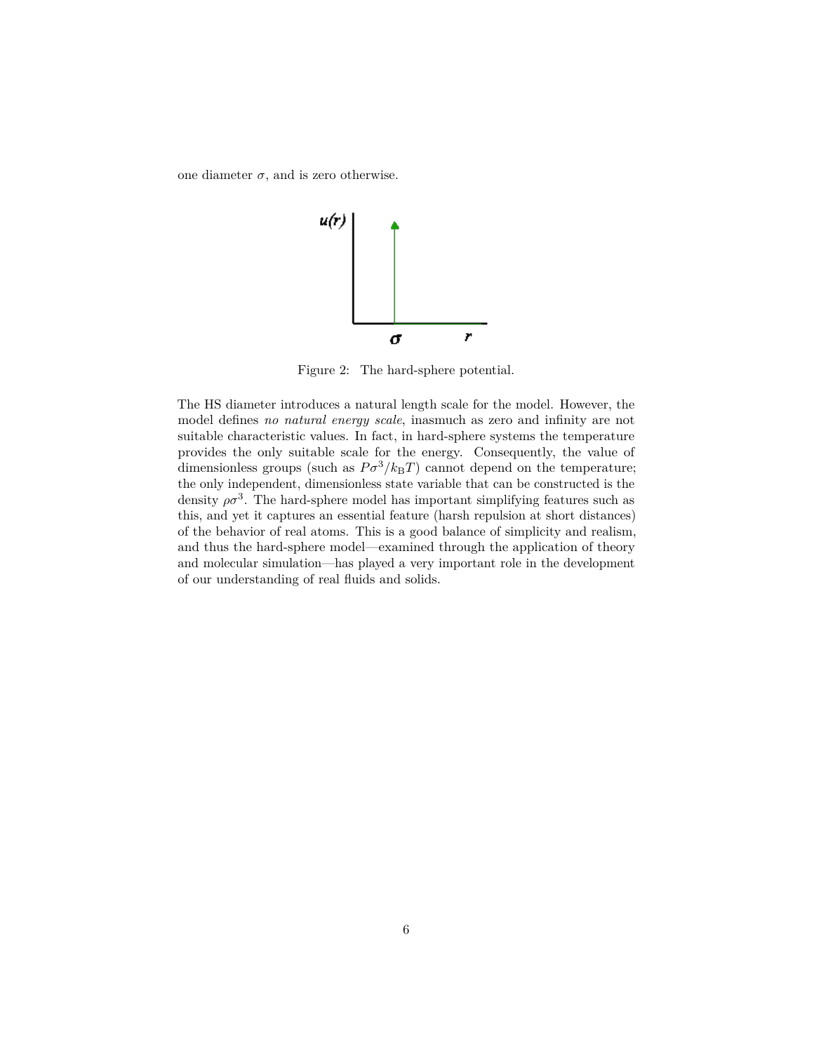one diameter $\sigma$, and is zero otherwise.

u(r)

σ

r

Figure 2: The hard-sphere potential.

The HS diameter introduces a natural length scale for the model. However, the model defines *no natural energy scale*, inasmuch as zero and infinity are not suitable characteristic values. In fact, in hard-sphere systems the temperature provides the only suitable scale for the energy. Consequently, the value of dimensionless groups (such as $P\sigma^3/k_BT$) cannot depend on the temperature; the only independent, dimensionless state variable that can be constructed is the density $\rho\sigma^3$. The hard-sphere model has important simplifying features such as this, and yet it captures an essential feature (harsh repulsion at short distances) of the behavior of real atoms. This is a good balance of simplicity and realism, and thus the hard-sphere model—examined through the application of theory and molecular simulation—has played a very important role in the development of our understanding of real fluids and solids.